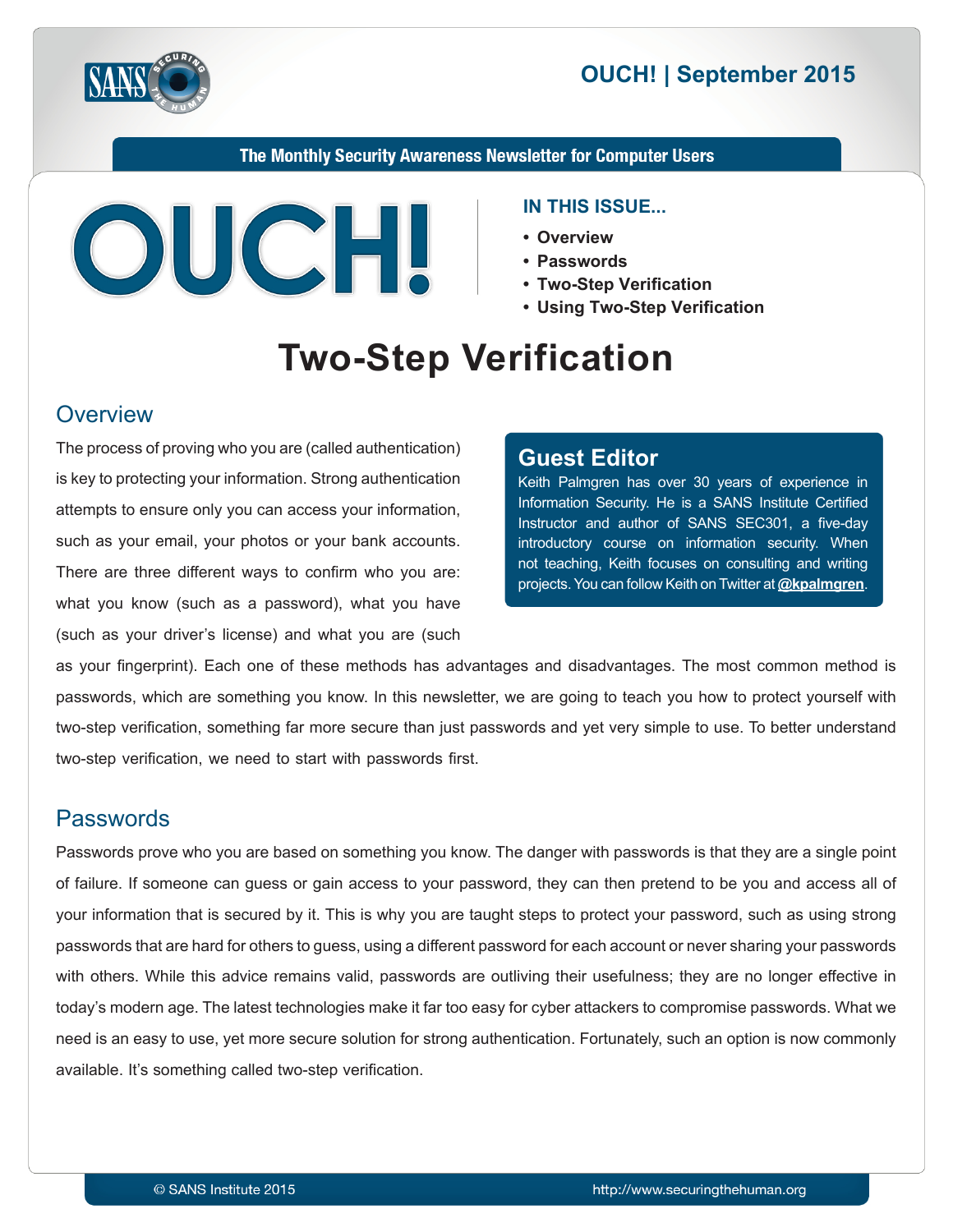# OUCH! | September 2015

**The Monthly Security Awareness Newsletter for Computer Users**

**IN THIS ISSUE...**

- Overview
- Passwords
- Two-Step Verification
- Using Two-Step Verification

# Two-Step Verification

## Overview

The process of proving who you are (called authentication) is key to protecting your information. Strong authentication attempts to ensure only you can access your information, such as your email, your photos or your bank accounts. There are three different ways to confirm who you are: what you know (such as a password), what you have (such as your driver's license) and what you are (such as your fingerprint). Each one of these methods has advantages and disadvantages. The most common method is passwords, which are something you know. In this newsletter, we are going to teach you how to protect yourself with two-step verification, something far more secure than just passwords and yet very simple to use. To better understand two-step verification, we need to start with passwords first.

### Guest Editor

Keith Palmgren has over 30 years of experience in Information Security. He is a SANS Institute Certified Instructor and author of SANS SEC301, a five-day introductory course on information security. When not teaching, Keith focuses on consulting and writing projects. You can follow Keith on Twitter at **@kpalmgren**.

## Passwords

Passwords prove who you are based on something you know. The danger with passwords is that they are a single point of failure. If someone can guess or gain access to your password, they can then pretend to be you and access all of your information that is secured by it. This is why you are taught steps to protect your password, such as using strong passwords that are hard for others to guess, using a different password for each account or never sharing your passwords with others. While this advice remains valid, passwords are outliving their usefulness; they are no longer effective in today's modern age. The latest technologies make it far too easy for cyber attackers to compromise passwords. What we need is an easy to use, yet more secure solution for strong authentication. Fortunately, such an option is now commonly available. It's something called two-step verification.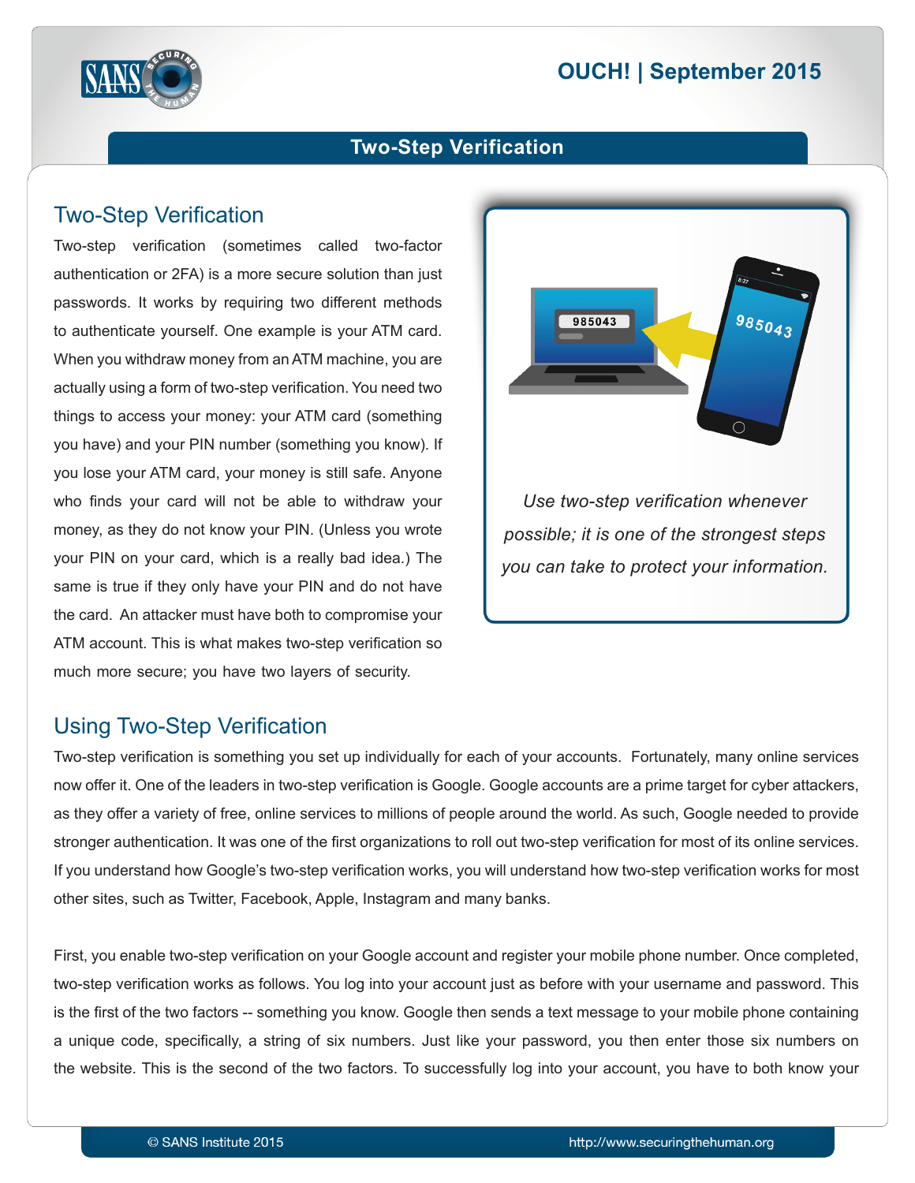# Two-Step Verification

## Two-Step Verification

Two-step verification (sometimes called two-factor authentication or 2FA) is a more secure solution than just passwords. It works by requiring two different methods to authenticate yourself. One example is your ATM card. When you withdraw money from an ATM machine, you are actually using a form of two-step verification. You need two things to access your money: your ATM card (something you have) and your PIN number (something you know). If you lose your ATM card, your money is still safe. Anyone who finds your card will not be able to withdraw your money, as they do not know your PIN. (Unless you wrote your PIN on your card, which is a really bad idea.) The same is true if they only have your PIN and do not have the card. An attacker must have both to compromise your ATM account. This is what makes two-step verification so much more secure; you have two layers of security.

*Use two-step verification whenever possible; it is one of the strongest steps you can take to protect your information.*

## Using Two-Step Verification

Two-step verification is something you set up individually for each of your accounts. Fortunately, many online services now offer it. One of the leaders in two-step verification is Google. Google accounts are a prime target for cyber attackers, as they offer a variety of free, online services to millions of people around the world. As such, Google needed to provide stronger authentication. It was one of the first organizations to roll out two-step verification for most of its online services. If you understand how Google's two-step verification works, you will understand how two-step verification works for most other sites, such as Twitter, Facebook, Apple, Instagram and many banks.

First, you enable two-step verification on your Google account and register your mobile phone number. Once completed, two-step verification works as follows. You log into your account just as before with your username and password. This is the first of the two factors -- something you know. Google then sends a text message to your mobile phone containing a unique code, specifically, a string of six numbers. Just like your password, you then enter those six numbers on the website. This is the second of the two factors. To successfully log into your account, you have to both know your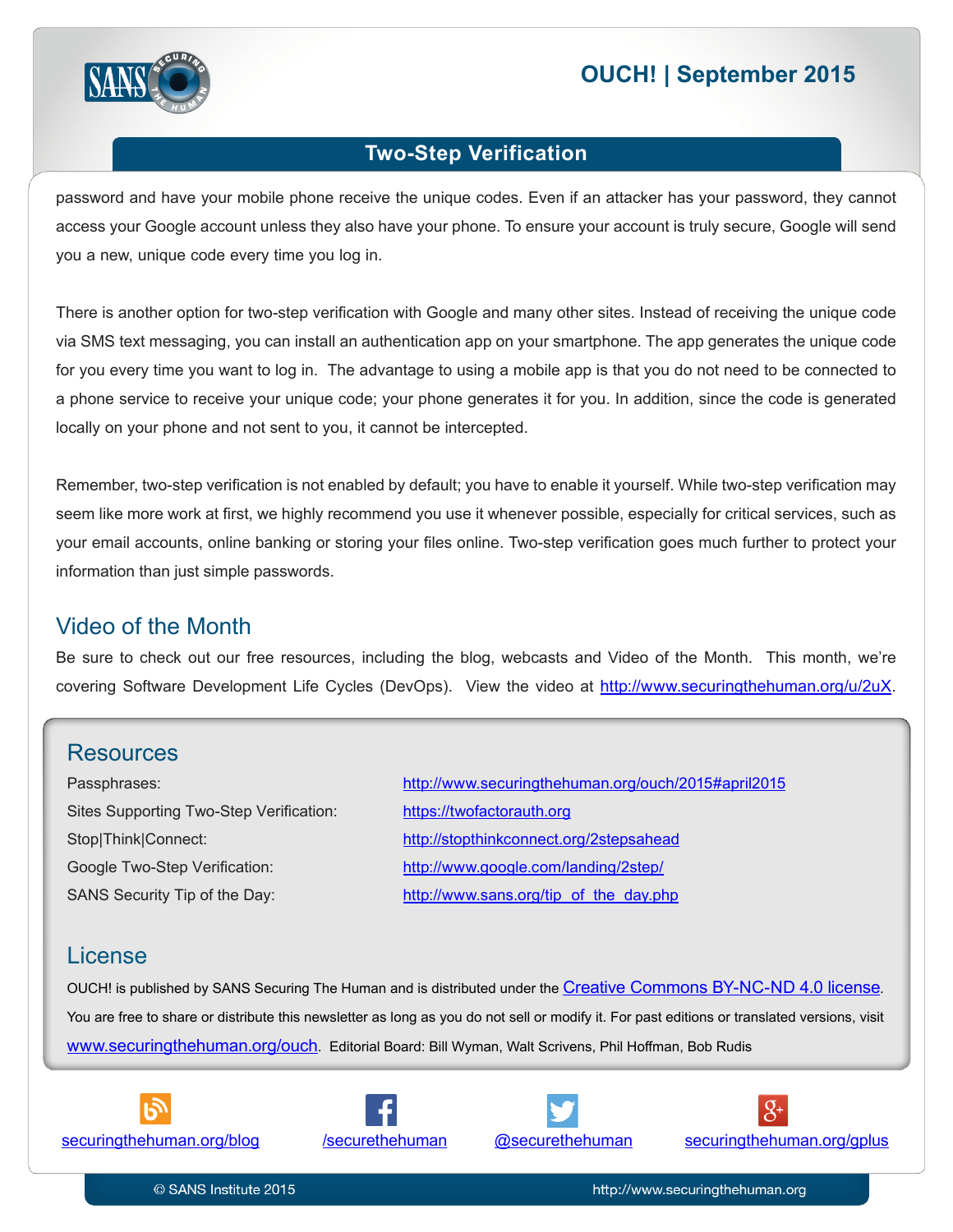password and have your mobile phone receive the unique codes. Even if an attacker has your password, they cannot access your Google account unless they also have your phone. To ensure your account is truly secure, Google will send you a new, unique code every time you log in.

There is another option for two-step verification with Google and many other sites. Instead of receiving the unique code via SMS text messaging, you can install an authentication app on your smartphone. The app generates the unique code for you every time you want to log in. The advantage to using a mobile app is that you do not need to be connected to a phone service to receive your unique code; your phone generates it for you. In addition, since the code is generated locally on your phone and not sent to you, it cannot be intercepted.

Remember, two-step verification is not enabled by default; you have to enable it yourself. While two-step verification may seem like more work at first, we highly recommend you use it whenever possible, especially for critical services, such as your email accounts, online banking or storing your files online. Two-step verification goes much further to protect your information than just simple passwords.

## Video of the Month

Be sure to check out our free resources, including the blog, webcasts and Video of the Month. This month, we're covering Software Development Life Cycles (DevOps). View the video at http://www.securingthehuman.org/u/2uX.

## Resources

| | |
|---|---|
| Passphrases: | http://www.securingthehuman.org/ouch/2015#april2015 |
| Sites Supporting Two-Step Verification: | https://twofactorauth.org |
| Stop\|Think\|Connect: | http://stopthinkconnect.org/2stepsahead |
| Google Two-Step Verification: | http://www.google.com/landing/2step/ |
| SANS Security Tip of the Day: | http://www.sans.org/tip_of_the_day.php |

## License

OUCH! is published by SANS Securing The Human and is distributed under the Creative Commons BY-NC-ND 4.0 license. You are free to share or distribute this newsletter as long as you do not sell or modify it. For past editions or translated versions, visit www.securingthehuman.org/ouch. Editorial Board: Bill Wyman, Walt Scrivens, Phil Hoffman, Bob Rudis

securingthehuman.org/blog | /securethehuman | @securethehuman | securingthehuman.org/gplus